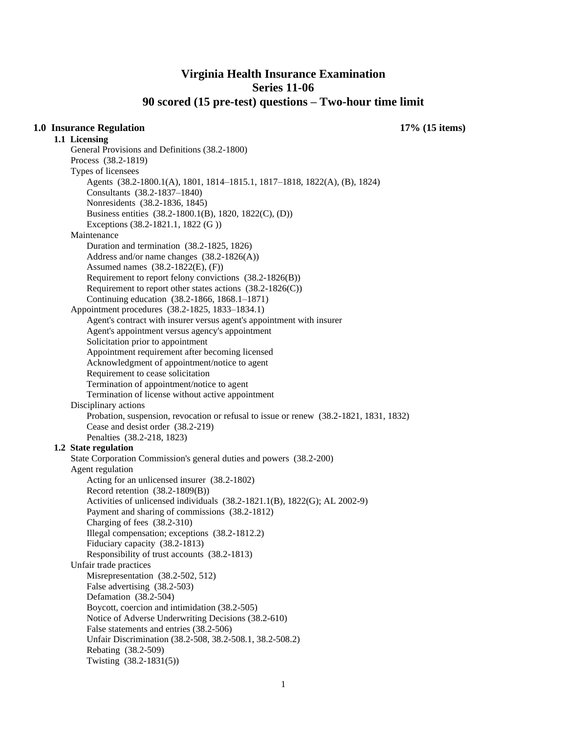# Virginia Health Insurance Examination
# Series 11-06
# 90 scored (15 pre-test) questions – Two-hour time limit

## 1.0 Insurance Regulation 17% (15 items)

### 1.1 Licensing

- General Provisions and Definitions (38.2-1800)
- Process (38.2-1819)
- Types of licensees
  - Agents (38.2-1800.1(A), 1801, 1814–1815.1, 1817–1818, 1822(A), (B), 1824)
  - Consultants (38.2-1837–1840)
  - Nonresidents (38.2-1836, 1845)
  - Business entities (38.2-1800.1(B), 1820, 1822(C), (D))
  - Exceptions (38.2-1821.1, 1822 (G ))
- Maintenance
  - Duration and termination (38.2-1825, 1826)
  - Address and/or name changes (38.2-1826(A))
  - Assumed names (38.2-1822(E), (F))
  - Requirement to report felony convictions (38.2-1826(B))
  - Requirement to report other states actions (38.2-1826(C))
  - Continuing education (38.2-1866, 1868.1–1871)
- Appointment procedures (38.2-1825, 1833–1834.1)
  - Agent's contract with insurer versus agent's appointment with insurer
  - Agent's appointment versus agency's appointment
  - Solicitation prior to appointment
  - Appointment requirement after becoming licensed
  - Acknowledgment of appointment/notice to agent
  - Requirement to cease solicitation
  - Termination of appointment/notice to agent
  - Termination of license without active appointment
- Disciplinary actions
  - Probation, suspension, revocation or refusal to issue or renew (38.2-1821, 1831, 1832)
  - Cease and desist order (38.2-219)
  - Penalties (38.2-218, 1823)

### 1.2 State regulation

- State Corporation Commission's general duties and powers (38.2-200)
- Agent regulation
  - Acting for an unlicensed insurer (38.2-1802)
  - Record retention (38.2-1809(B))
  - Activities of unlicensed individuals (38.2-1821.1(B), 1822(G); AL 2002-9)
  - Payment and sharing of commissions (38.2-1812)
  - Charging of fees (38.2-310)
  - Illegal compensation; exceptions (38.2-1812.2)
  - Fiduciary capacity (38.2-1813)
  - Responsibility of trust accounts (38.2-1813)
- Unfair trade practices
  - Misrepresentation (38.2-502, 512)
  - False advertising (38.2-503)
  - Defamation (38.2-504)
  - Boycott, coercion and intimidation (38.2-505)
  - Notice of Adverse Underwriting Decisions (38.2-610)
  - False statements and entries (38.2-506)
  - Unfair Discrimination (38.2-508, 38.2-508.1, 38.2-508.2)
  - Rebating (38.2-509)
  - Twisting (38.2-1831(5))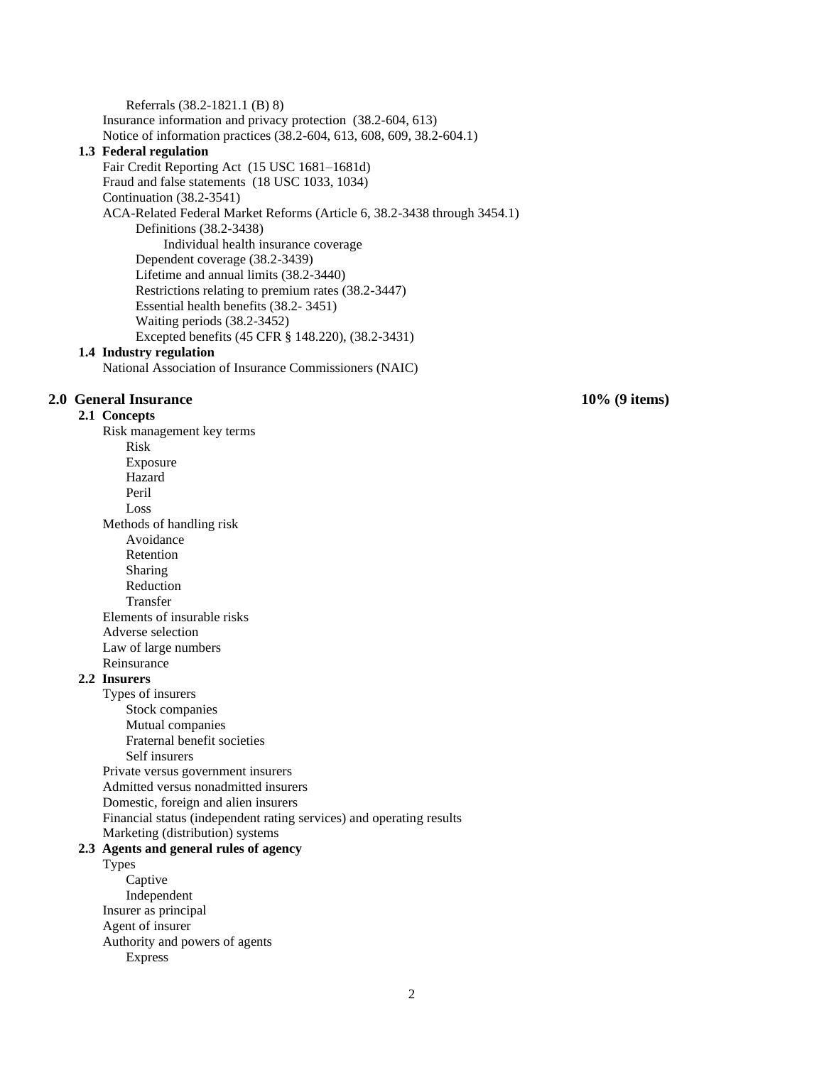- Referrals (38.2-1821.1 (B) 8)
- Insurance information and privacy protection (38.2-604, 613)
- Notice of information practices (38.2-604, 613, 608, 609, 38.2-604.1)

### 1.3 Federal regulation

- Fair Credit Reporting Act (15 USC 1681–1681d)
- Fraud and false statements (18 USC 1033, 1034)
- Continuation (38.2-3541)
- ACA-Related Federal Market Reforms (Article 6, 38.2-3438 through 3454.1)
  - Definitions (38.2-3438)
    - Individual health insurance coverage
  - Dependent coverage (38.2-3439)
  - Lifetime and annual limits (38.2-3440)
  - Restrictions relating to premium rates (38.2-3447)
  - Essential health benefits (38.2- 3451)
  - Waiting periods (38.2-3452)
  - Excepted benefits (45 CFR § 148.220), (38.2-3431)

### 1.4 Industry regulation

- National Association of Insurance Commissioners (NAIC)

## 2.0 General Insurance — 10% (9 items)

### 2.1 Concepts

- Risk management key terms
  - Risk
  - Exposure
  - Hazard
  - Peril
  - Loss
- Methods of handling risk
  - Avoidance
  - Retention
  - Sharing
  - Reduction
  - Transfer
- Elements of insurable risks
- Adverse selection
- Law of large numbers
- Reinsurance

### 2.2 Insurers

- Types of insurers
  - Stock companies
  - Mutual companies
  - Fraternal benefit societies
  - Self insurers
- Private versus government insurers
- Admitted versus nonadmitted insurers
- Domestic, foreign and alien insurers
- Financial status (independent rating services) and operating results
- Marketing (distribution) systems

### 2.3 Agents and general rules of agency

- Types
  - Captive
  - Independent
- Insurer as principal
- Agent of insurer
- Authority and powers of agents
  - Express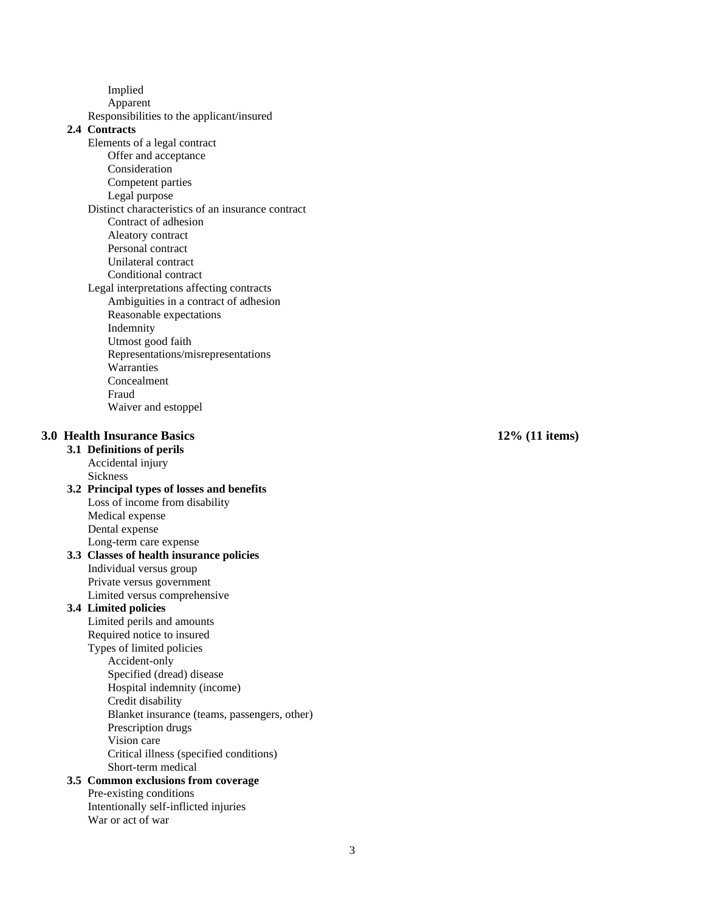- Implied
- Apparent

Responsibilities to the applicant/insured

**2.4 Contracts**

Elements of a legal contract
- Offer and acceptance
- Consideration
- Competent parties
- Legal purpose

Distinct characteristics of an insurance contract
- Contract of adhesion
- Aleatory contract
- Personal contract
- Unilateral contract
- Conditional contract

Legal interpretations affecting contracts
- Ambiguities in a contract of adhesion
- Reasonable expectations
- Indemnity
- Utmost good faith
- Representations/misrepresentations
- Warranties
- Concealment
- Fraud
- Waiver and estoppel

## 3.0 Health Insurance Basics — 12% (11 items)

**3.1 Definitions of perils**

Accidental injury

Sickness

**3.2 Principal types of losses and benefits**

Loss of income from disability

Medical expense

Dental expense

Long-term care expense

**3.3 Classes of health insurance policies**

Individual versus group

Private versus government

Limited versus comprehensive

**3.4 Limited policies**

Limited perils and amounts

Required notice to insured

Types of limited policies
- Accident-only
- Specified (dread) disease
- Hospital indemnity (income)
- Credit disability
- Blanket insurance (teams, passengers, other)
- Prescription drugs
- Vision care
- Critical illness (specified conditions)
- Short-term medical

**3.5 Common exclusions from coverage**

Pre-existing conditions

Intentionally self-inflicted injuries

War or act of war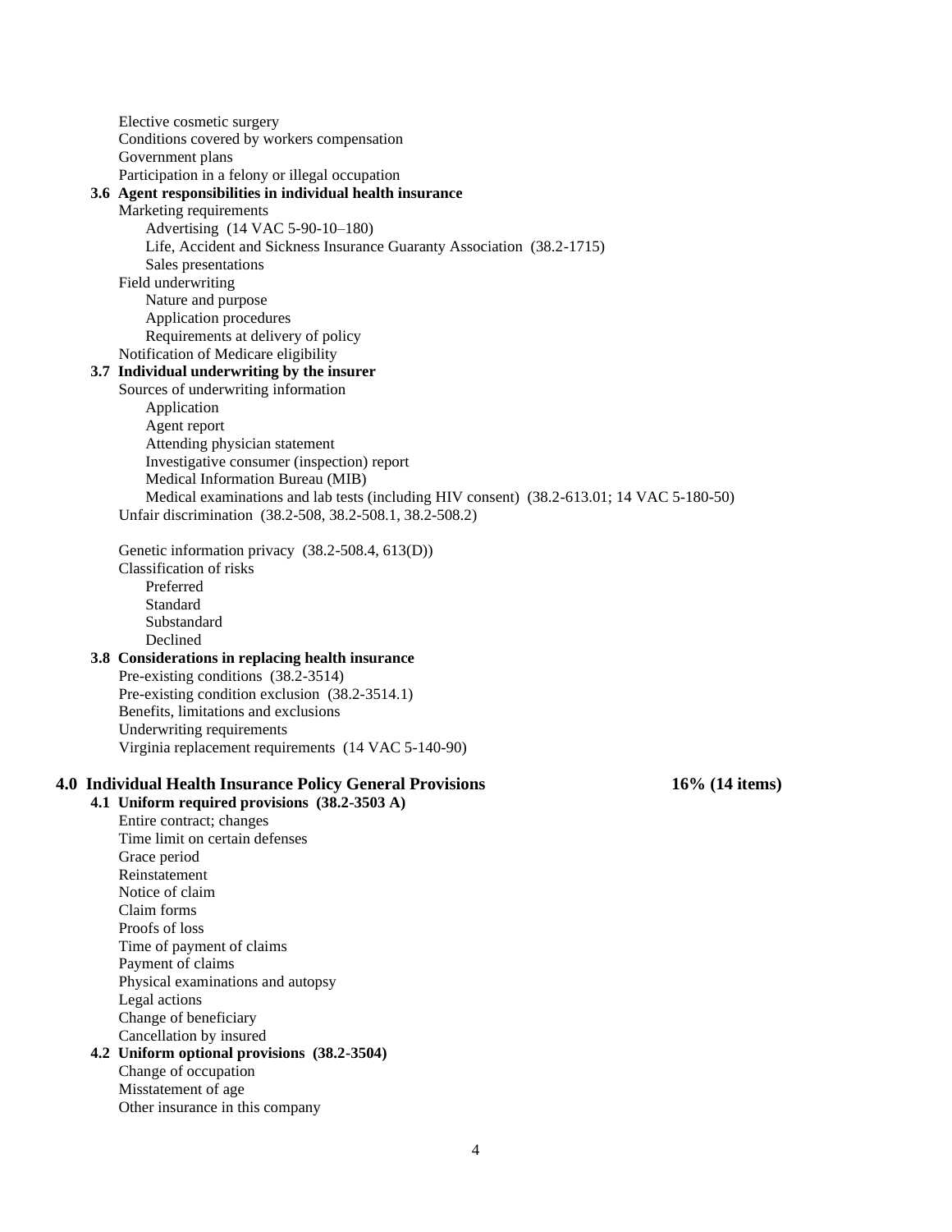- Elective cosmetic surgery
- Conditions covered by workers compensation
- Government plans
- Participation in a felony or illegal occupation

**3.6 Agent responsibilities in individual health insurance**

- Marketing requirements
  - Advertising (14 VAC 5-90-10–180)
  - Life, Accident and Sickness Insurance Guaranty Association (38.2-1715)
  - Sales presentations
- Field underwriting
  - Nature and purpose
  - Application procedures
  - Requirements at delivery of policy
- Notification of Medicare eligibility

**3.7 Individual underwriting by the insurer**

- Sources of underwriting information
  - Application
  - Agent report
  - Attending physician statement
  - Investigative consumer (inspection) report
  - Medical Information Bureau (MIB)
  - Medical examinations and lab tests (including HIV consent) (38.2-613.01; 14 VAC 5-180-50)
- Unfair discrimination (38.2-508, 38.2-508.1, 38.2-508.2)
- Genetic information privacy (38.2-508.4, 613(D))
- Classification of risks
  - Preferred
  - Standard
  - Substandard
  - Declined

**3.8 Considerations in replacing health insurance**

- Pre-existing conditions (38.2-3514)
- Pre-existing condition exclusion (38.2-3514.1)
- Benefits, limitations and exclusions
- Underwriting requirements
- Virginia replacement requirements (14 VAC 5-140-90)

## 4.0 Individual Health Insurance Policy General Provisions — 16% (14 items)

**4.1 Uniform required provisions (38.2-3503 A)**

- Entire contract; changes
- Time limit on certain defenses
- Grace period
- Reinstatement
- Notice of claim
- Claim forms
- Proofs of loss
- Time of payment of claims
- Payment of claims
- Physical examinations and autopsy
- Legal actions
- Change of beneficiary
- Cancellation by insured

**4.2 Uniform optional provisions (38.2-3504)**

- Change of occupation
- Misstatement of age
- Other insurance in this company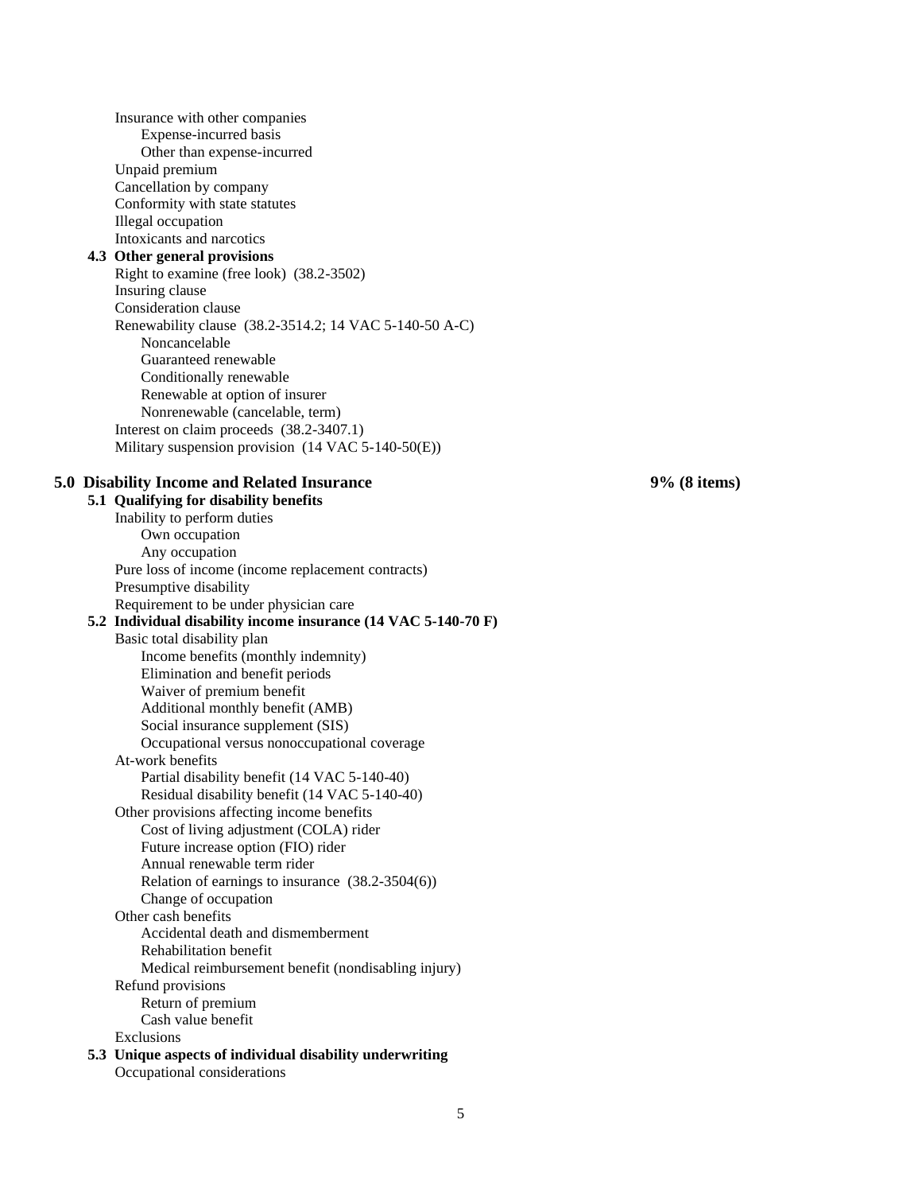- Insurance with other companies
  - Expense-incurred basis
  - Other than expense-incurred
- Unpaid premium
- Cancellation by company
- Conformity with state statutes
- Illegal occupation
- Intoxicants and narcotics

**4.3 Other general provisions**

- Right to examine (free look) (38.2-3502)
- Insuring clause
- Consideration clause
- Renewability clause (38.2-3514.2; 14 VAC 5-140-50 A-C)
  - Noncancelable
  - Guaranteed renewable
  - Conditionally renewable
  - Renewable at option of insurer
  - Nonrenewable (cancelable, term)
- Interest on claim proceeds (38.2-3407.1)
- Military suspension provision (14 VAC 5-140-50(E))

## 5.0 Disability Income and Related Insurance — 9% (8 items)

**5.1 Qualifying for disability benefits**

- Inability to perform duties
  - Own occupation
  - Any occupation
- Pure loss of income (income replacement contracts)
- Presumptive disability
- Requirement to be under physician care

**5.2 Individual disability income insurance (14 VAC 5-140-70 F)**

- Basic total disability plan
  - Income benefits (monthly indemnity)
  - Elimination and benefit periods
  - Waiver of premium benefit
  - Additional monthly benefit (AMB)
  - Social insurance supplement (SIS)
  - Occupational versus nonoccupational coverage
- At-work benefits
  - Partial disability benefit (14 VAC 5-140-40)
  - Residual disability benefit (14 VAC 5-140-40)
- Other provisions affecting income benefits
  - Cost of living adjustment (COLA) rider
  - Future increase option (FIO) rider
  - Annual renewable term rider
  - Relation of earnings to insurance (38.2-3504(6))
  - Change of occupation
- Other cash benefits
  - Accidental death and dismemberment
  - Rehabilitation benefit
  - Medical reimbursement benefit (nondisabling injury)
- Refund provisions
  - Return of premium
  - Cash value benefit
- Exclusions

**5.3 Unique aspects of individual disability underwriting**

- Occupational considerations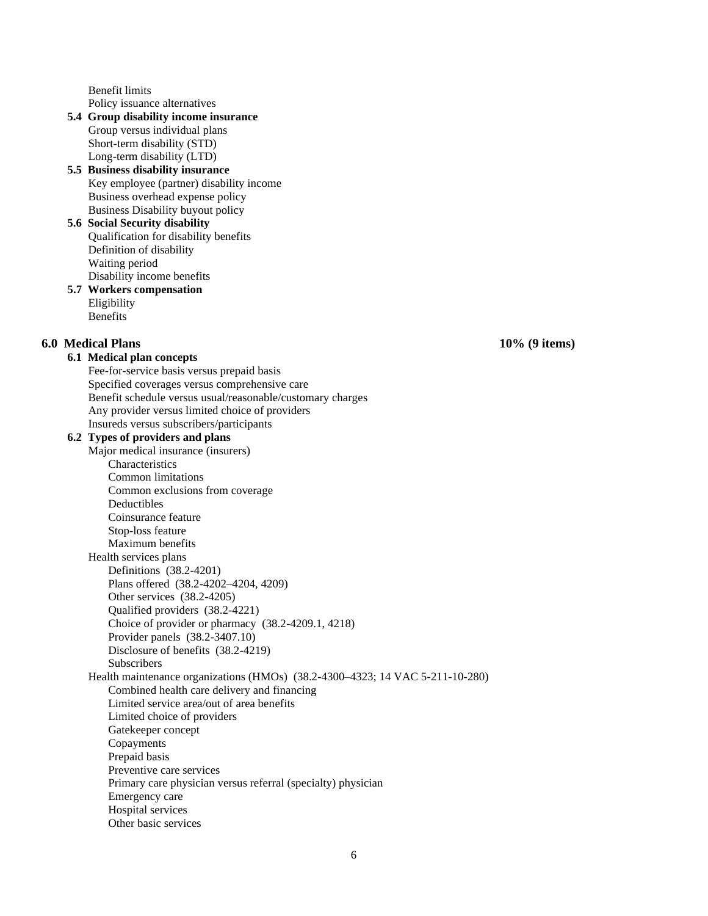- Benefit limits
- Policy issuance alternatives

**5.4 Group disability income insurance**

- Group versus individual plans
- Short-term disability (STD)
- Long-term disability (LTD)

**5.5 Business disability insurance**

- Key employee (partner) disability income
- Business overhead expense policy
- Business Disability buyout policy

**5.6 Social Security disability**

- Qualification for disability benefits
- Definition of disability
- Waiting period
- Disability income benefits

**5.7 Workers compensation**

- Eligibility
- Benefits

## 6.0 Medical Plans — 10% (9 items)

**6.1 Medical plan concepts**

- Fee-for-service basis versus prepaid basis
- Specified coverages versus comprehensive care
- Benefit schedule versus usual/reasonable/customary charges
- Any provider versus limited choice of providers
- Insureds versus subscribers/participants

**6.2 Types of providers and plans**

- Major medical insurance (insurers)
  - Characteristics
  - Common limitations
  - Common exclusions from coverage
  - Deductibles
  - Coinsurance feature
  - Stop-loss feature
  - Maximum benefits
- Health services plans
  - Definitions (38.2-4201)
  - Plans offered (38.2-4202–4204, 4209)
  - Other services (38.2-4205)
  - Qualified providers (38.2-4221)
  - Choice of provider or pharmacy (38.2-4209.1, 4218)
  - Provider panels (38.2-3407.10)
  - Disclosure of benefits (38.2-4219)
  - Subscribers
- Health maintenance organizations (HMOs) (38.2-4300–4323; 14 VAC 5-211-10-280)
  - Combined health care delivery and financing
  - Limited service area/out of area benefits
  - Limited choice of providers
  - Gatekeeper concept
  - Copayments
  - Prepaid basis
  - Preventive care services
  - Primary care physician versus referral (specialty) physician
  - Emergency care
  - Hospital services
  - Other basic services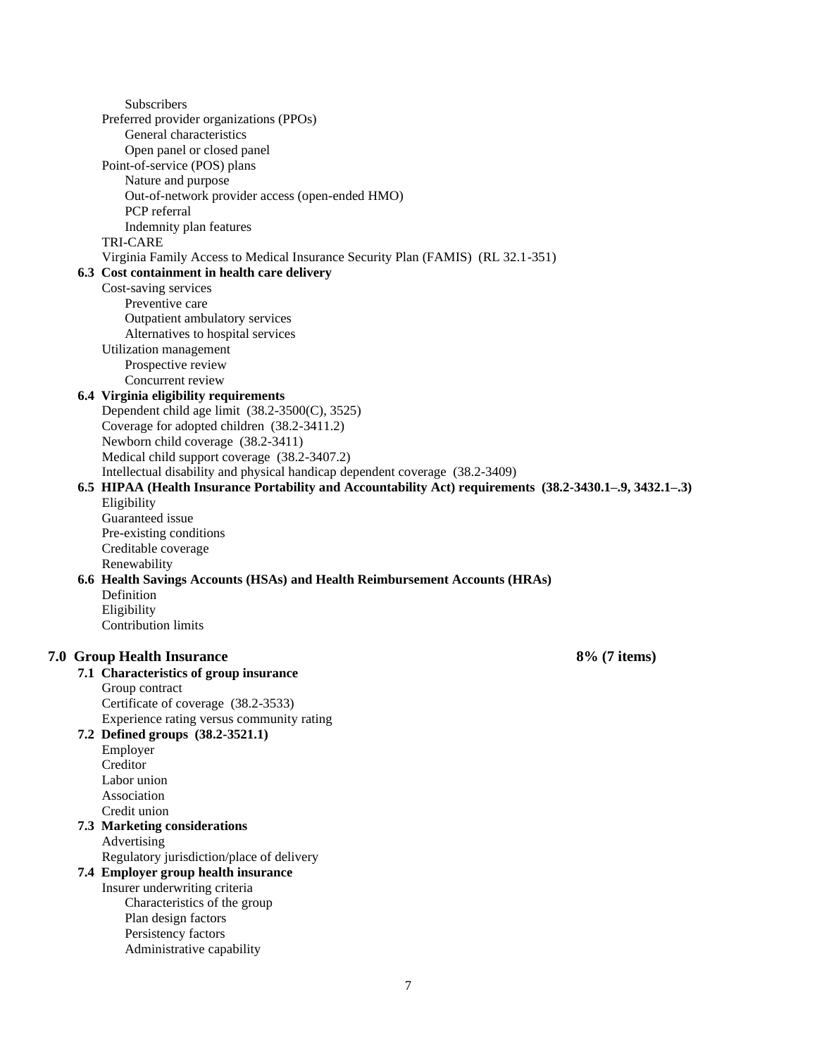- Subscribers
- Preferred provider organizations (PPOs)
  - General characteristics
  - Open panel or closed panel
- Point-of-service (POS) plans
  - Nature and purpose
  - Out-of-network provider access (open-ended HMO)
  - PCP referral
  - Indemnity plan features
- TRI-CARE
- Virginia Family Access to Medical Insurance Security Plan (FAMIS) (RL 32.1-351)

**6.3 Cost containment in health care delivery**

- Cost-saving services
  - Preventive care
  - Outpatient ambulatory services
  - Alternatives to hospital services
- Utilization management
  - Prospective review
  - Concurrent review

**6.4 Virginia eligibility requirements**

- Dependent child age limit (38.2-3500(C), 3525)
- Coverage for adopted children (38.2-3411.2)
- Newborn child coverage (38.2-3411)
- Medical child support coverage (38.2-3407.2)
- Intellectual disability and physical handicap dependent coverage (38.2-3409)

**6.5 HIPAA (Health Insurance Portability and Accountability Act) requirements (38.2-3430.1–.9, 3432.1–.3)**

- Eligibility
- Guaranteed issue
- Pre-existing conditions
- Creditable coverage
- Renewability

**6.6 Health Savings Accounts (HSAs) and Health Reimbursement Accounts (HRAs)**

- Definition
- Eligibility
- Contribution limits

## 7.0 Group Health Insurance — 8% (7 items)

**7.1 Characteristics of group insurance**

- Group contract
- Certificate of coverage (38.2-3533)
- Experience rating versus community rating

**7.2 Defined groups (38.2-3521.1)**

- Employer
- Creditor
- Labor union
- Association
- Credit union

**7.3 Marketing considerations**

- Advertising
- Regulatory jurisdiction/place of delivery

**7.4 Employer group health insurance**

- Insurer underwriting criteria
  - Characteristics of the group
  - Plan design factors
  - Persistency factors
  - Administrative capability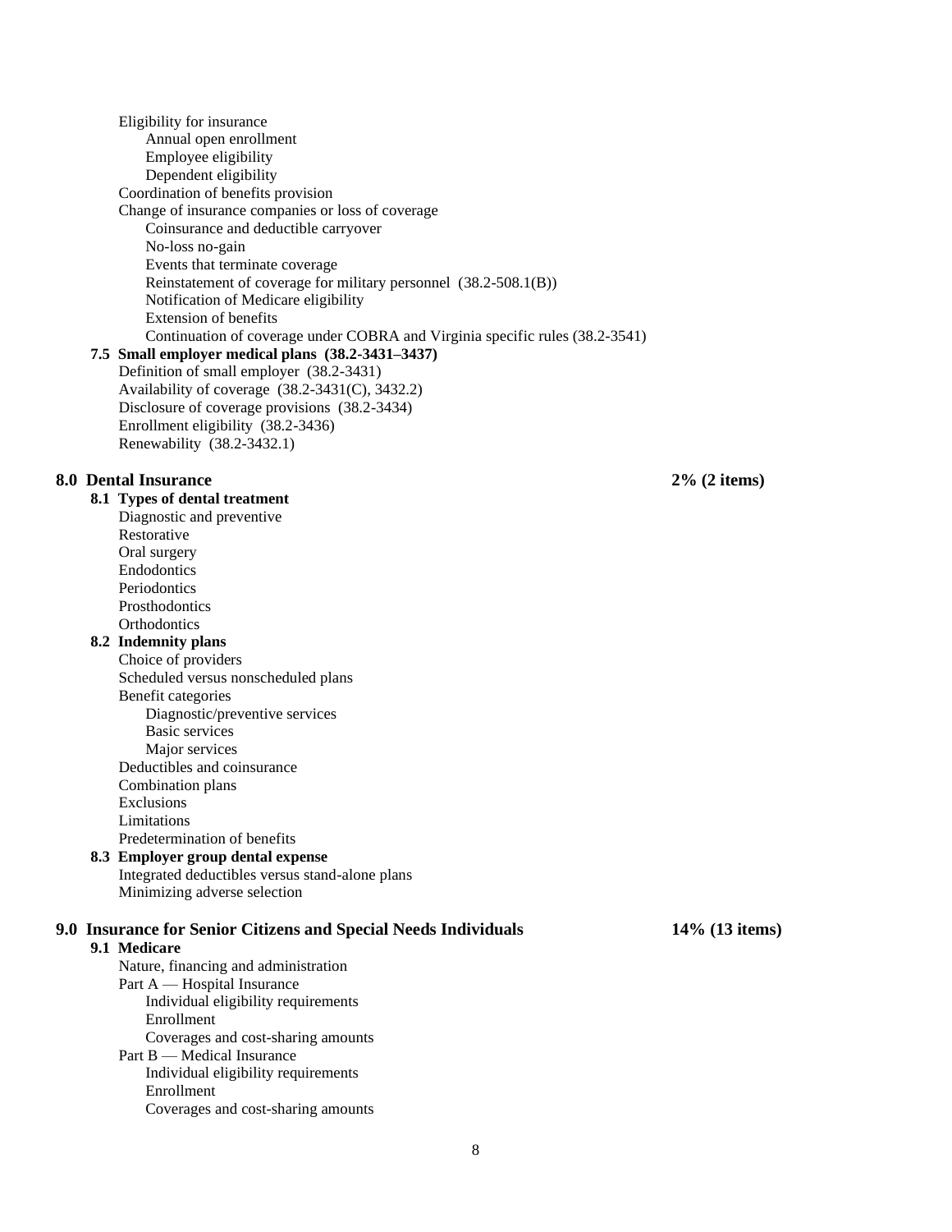- Eligibility for insurance
  - Annual open enrollment
  - Employee eligibility
  - Dependent eligibility
- Coordination of benefits provision
- Change of insurance companies or loss of coverage
  - Coinsurance and deductible carryover
  - No-loss no-gain
  - Events that terminate coverage
  - Reinstatement of coverage for military personnel (38.2-508.1(B))
  - Notification of Medicare eligibility
  - Extension of benefits
  - Continuation of coverage under COBRA and Virginia specific rules (38.2-3541)

**7.5 Small employer medical plans (38.2-3431–3437)**

- Definition of small employer (38.2-3431)
- Availability of coverage (38.2-3431(C), 3432.2)
- Disclosure of coverage provisions (38.2-3434)
- Enrollment eligibility (38.2-3436)
- Renewability (38.2-3432.1)

## 8.0 Dental Insurance — 2% (2 items)

**8.1 Types of dental treatment**

- Diagnostic and preventive
- Restorative
- Oral surgery
- Endodontics
- Periodontics
- Prosthodontics
- Orthodontics

**8.2 Indemnity plans**

- Choice of providers
- Scheduled versus nonscheduled plans
- Benefit categories
  - Diagnostic/preventive services
  - Basic services
  - Major services
- Deductibles and coinsurance
- Combination plans
- Exclusions
- Limitations
- Predetermination of benefits

**8.3 Employer group dental expense**

- Integrated deductibles versus stand-alone plans
- Minimizing adverse selection

## 9.0 Insurance for Senior Citizens and Special Needs Individuals — 14% (13 items)

**9.1 Medicare**

- Nature, financing and administration
- Part A — Hospital Insurance
  - Individual eligibility requirements
  - Enrollment
  - Coverages and cost-sharing amounts
- Part B — Medical Insurance
  - Individual eligibility requirements
  - Enrollment
  - Coverages and cost-sharing amounts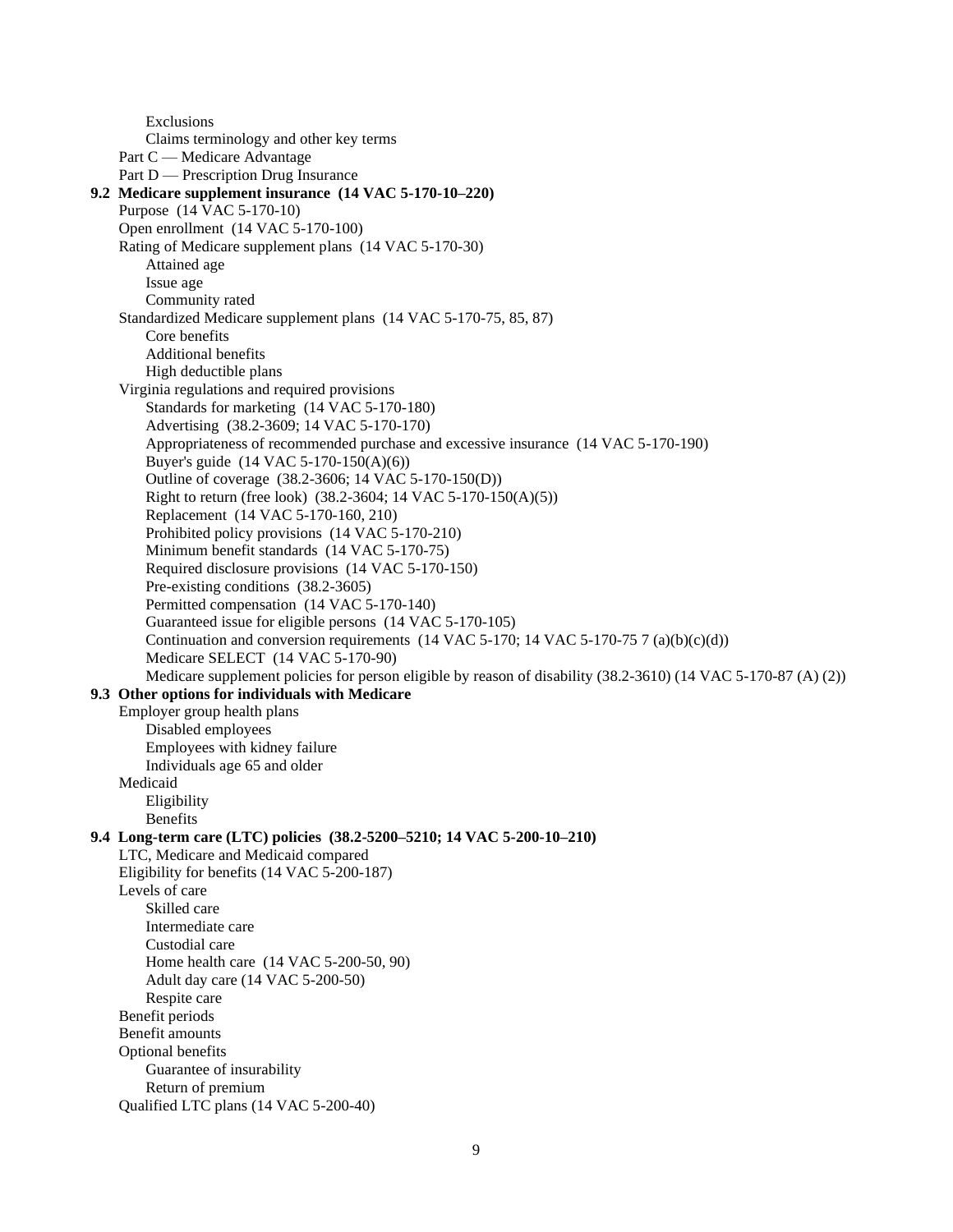- Exclusions
- Claims terminology and other key terms

Part C — Medicare Advantage

Part D — Prescription Drug Insurance

**9.2 Medicare supplement insurance (14 VAC 5-170-10–220)**

Purpose (14 VAC 5-170-10)

Open enrollment (14 VAC 5-170-100)

Rating of Medicare supplement plans (14 VAC 5-170-30)

- Attained age
- Issue age
- Community rated

Standardized Medicare supplement plans (14 VAC 5-170-75, 85, 87)

- Core benefits
- Additional benefits
- High deductible plans

Virginia regulations and required provisions

- Standards for marketing (14 VAC 5-170-180)
- Advertising (38.2-3609; 14 VAC 5-170-170)
- Appropriateness of recommended purchase and excessive insurance (14 VAC 5-170-190)
- Buyer's guide (14 VAC 5-170-150(A)(6))
- Outline of coverage (38.2-3606; 14 VAC 5-170-150(D))
- Right to return (free look) (38.2-3604; 14 VAC 5-170-150(A)(5))
- Replacement (14 VAC 5-170-160, 210)
- Prohibited policy provisions (14 VAC 5-170-210)
- Minimum benefit standards (14 VAC 5-170-75)
- Required disclosure provisions (14 VAC 5-170-150)
- Pre-existing conditions (38.2-3605)
- Permitted compensation (14 VAC 5-170-140)
- Guaranteed issue for eligible persons (14 VAC 5-170-105)
- Continuation and conversion requirements (14 VAC 5-170; 14 VAC 5-170-75 7 (a)(b)(c)(d))
- Medicare SELECT (14 VAC 5-170-90)
- Medicare supplement policies for person eligible by reason of disability (38.2-3610) (14 VAC 5-170-87 (A) (2))

**9.3 Other options for individuals with Medicare**

Employer group health plans

- Disabled employees
- Employees with kidney failure
- Individuals age 65 and older

Medicaid

- Eligibility
- Benefits

**9.4 Long-term care (LTC) policies (38.2-5200–5210; 14 VAC 5-200-10–210)**

LTC, Medicare and Medicaid compared

Eligibility for benefits (14 VAC 5-200-187)

Levels of care

- Skilled care
- Intermediate care
- Custodial care
- Home health care (14 VAC 5-200-50, 90)
- Adult day care (14 VAC 5-200-50)
- Respite care

Benefit periods

Benefit amounts

Optional benefits

- Guarantee of insurability
- Return of premium

Qualified LTC plans (14 VAC 5-200-40)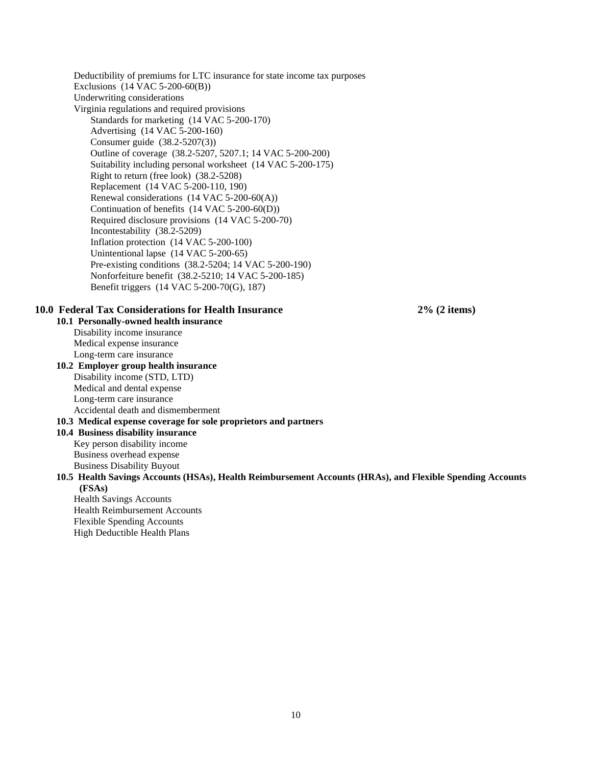- Deductibility of premiums for LTC insurance for state income tax purposes
- Exclusions (14 VAC 5-200-60(B))
- Underwriting considerations
- Virginia regulations and required provisions
  - Standards for marketing (14 VAC 5-200-170)
  - Advertising (14 VAC 5-200-160)
  - Consumer guide (38.2-5207(3))
  - Outline of coverage (38.2-5207, 5207.1; 14 VAC 5-200-200)
  - Suitability including personal worksheet (14 VAC 5-200-175)
  - Right to return (free look) (38.2-5208)
  - Replacement (14 VAC 5-200-110, 190)
  - Renewal considerations (14 VAC 5-200-60(A))
  - Continuation of benefits (14 VAC 5-200-60(D))
  - Required disclosure provisions (14 VAC 5-200-70)
  - Incontestability (38.2-5209)
  - Inflation protection (14 VAC 5-200-100)
  - Unintentional lapse (14 VAC 5-200-65)
  - Pre-existing conditions (38.2-5204; 14 VAC 5-200-190)
  - Nonforfeiture benefit (38.2-5210; 14 VAC 5-200-185)
  - Benefit triggers (14 VAC 5-200-70(G), 187)

## 10.0 Federal Tax Considerations for Health Insurance — 2% (2 items)

### 10.1 Personally-owned health insurance

- Disability income insurance
- Medical expense insurance
- Long-term care insurance

### 10.2 Employer group health insurance

- Disability income (STD, LTD)
- Medical and dental expense
- Long-term care insurance
- Accidental death and dismemberment

### 10.3 Medical expense coverage for sole proprietors and partners

### 10.4 Business disability insurance

- Key person disability income
- Business overhead expense
- Business Disability Buyout

### 10.5 Health Savings Accounts (HSAs), Health Reimbursement Accounts (HRAs), and Flexible Spending Accounts (FSAs)

- Health Savings Accounts
- Health Reimbursement Accounts
- Flexible Spending Accounts
- High Deductible Health Plans